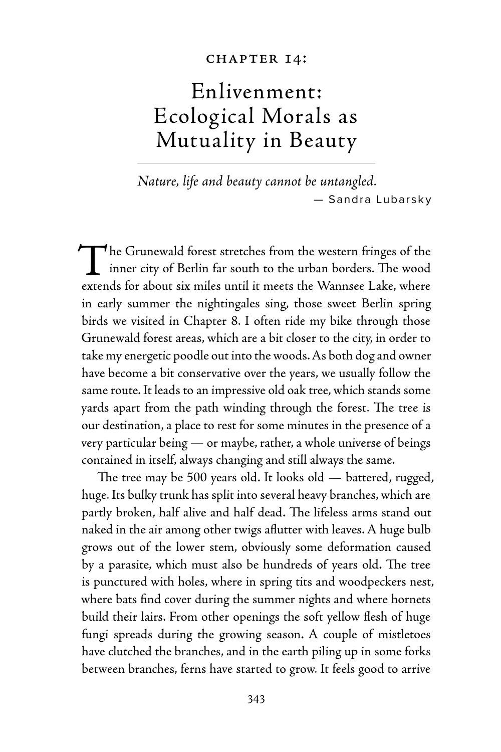CHAPTER 14:

# Enlivenment: Ecological Morals as Mutuality in Beauty

*Nature, life and beauty cannot be untangled.*
— Sandra Lubarsky

The Grunewald forest stretches from the western fringes of the inner city of Berlin far south to the urban borders. The wood extends for about six miles until it meets the Wannsee Lake, where in early summer the nightingales sing, those sweet Berlin spring birds we visited in Chapter 8. I often ride my bike through those Grunewald forest areas, which are a bit closer to the city, in order to take my energetic poodle out into the woods. As both dog and owner have become a bit conservative over the years, we usually follow the same route. It leads to an impressive old oak tree, which stands some yards apart from the path winding through the forest. The tree is our destination, a place to rest for some minutes in the presence of a very particular being — or maybe, rather, a whole universe of beings contained in itself, always changing and still always the same.

The tree may be 500 years old. It looks old — battered, rugged, huge. Its bulky trunk has split into several heavy branches, which are partly broken, half alive and half dead. The lifeless arms stand out naked in the air among other twigs aflutter with leaves. A huge bulb grows out of the lower stem, obviously some deformation caused by a parasite, which must also be hundreds of years old. The tree is punctured with holes, where in spring tits and woodpeckers nest, where bats find cover during the summer nights and where hornets build their lairs. From other openings the soft yellow flesh of huge fungi spreads during the growing season. A couple of mistletoes have clutched the branches, and in the earth piling up in some forks between branches, ferns have started to grow. It feels good to arrive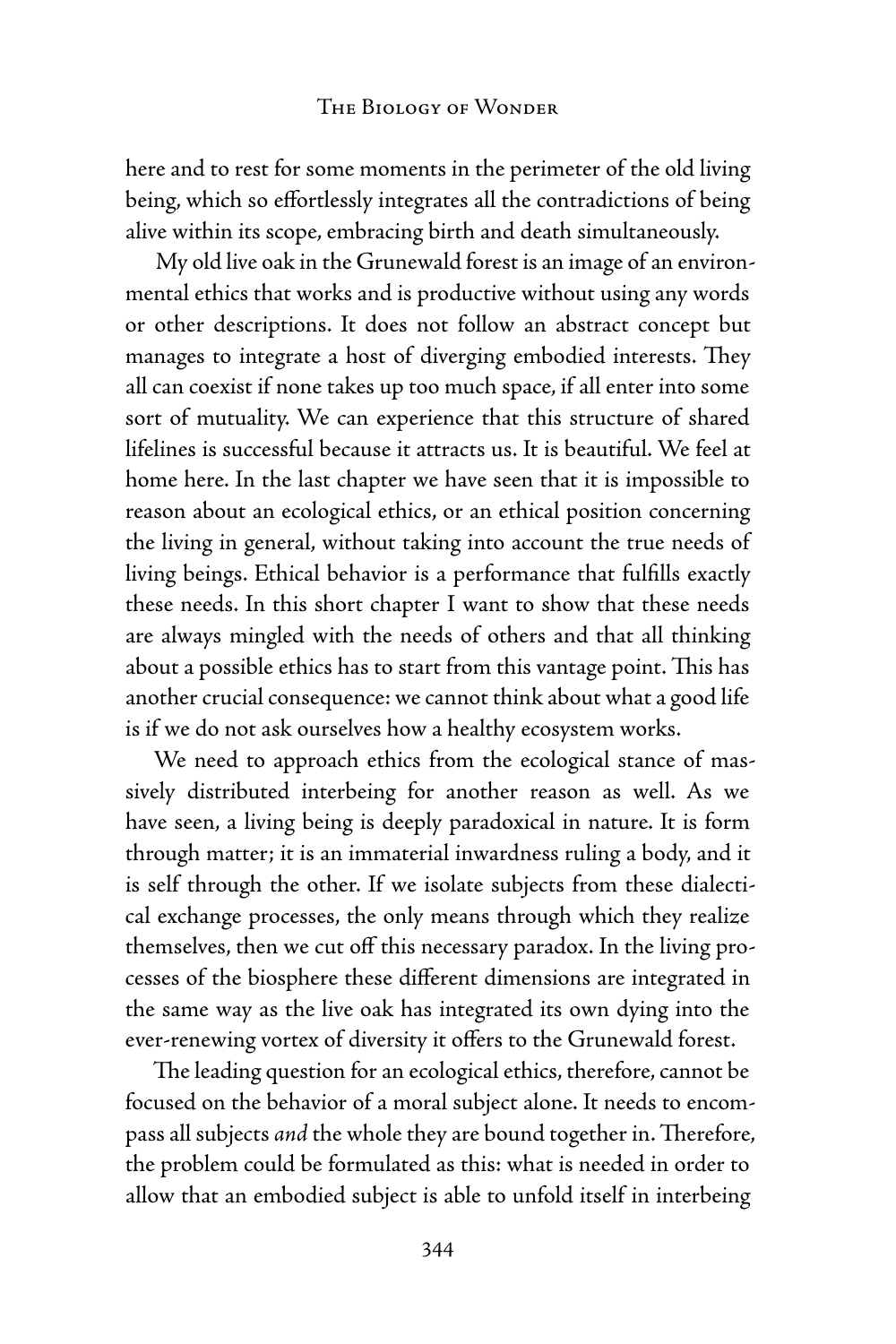here and to rest for some moments in the perimeter of the old living being, which so effortlessly integrates all the contradictions of being alive within its scope, embracing birth and death simultaneously.

My old live oak in the Grunewald forest is an image of an environmental ethics that works and is productive without using any words or other descriptions. It does not follow an abstract concept but manages to integrate a host of diverging embodied interests. They all can coexist if none takes up too much space, if all enter into some sort of mutuality. We can experience that this structure of shared lifelines is successful because it attracts us. It is beautiful. We feel at home here. In the last chapter we have seen that it is impossible to reason about an ecological ethics, or an ethical position concerning the living in general, without taking into account the true needs of living beings. Ethical behavior is a performance that fulfills exactly these needs. In this short chapter I want to show that these needs are always mingled with the needs of others and that all thinking about a possible ethics has to start from this vantage point. This has another crucial consequence: we cannot think about what a good life is if we do not ask ourselves how a healthy ecosystem works.

We need to approach ethics from the ecological stance of massively distributed interbeing for another reason as well. As we have seen, a living being is deeply paradoxical in nature. It is form through matter; it is an immaterial inwardness ruling a body, and it is self through the other. If we isolate subjects from these dialectical exchange processes, the only means through which they realize themselves, then we cut off this necessary paradox. In the living processes of the biosphere these different dimensions are integrated in the same way as the live oak has integrated its own dying into the ever-renewing vortex of diversity it offers to the Grunewald forest.

The leading question for an ecological ethics, therefore, cannot be focused on the behavior of a moral subject alone. It needs to encompass all subjects *and* the whole they are bound together in. Therefore, the problem could be formulated as this: what is needed in order to allow that an embodied subject is able to unfold itself in interbeing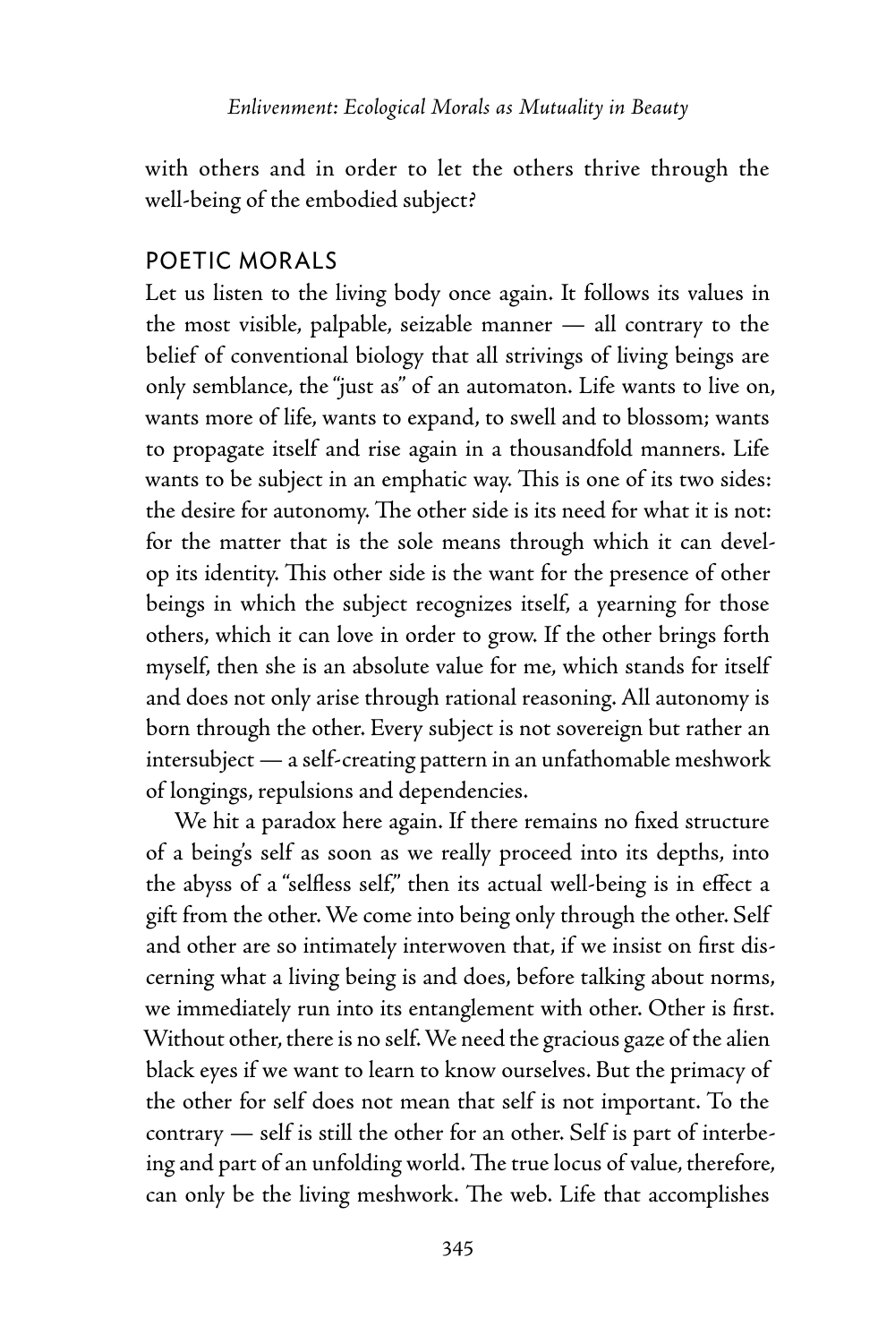with others and in order to let the others thrive through the well-being of the embodied subject?

## POETIC MORALS

Let us listen to the living body once again. It follows its values in the most visible, palpable, seizable manner — all contrary to the belief of conventional biology that all strivings of living beings are only semblance, the "just as" of an automaton. Life wants to live on, wants more of life, wants to expand, to swell and to blossom; wants to propagate itself and rise again in a thousandfold manners. Life wants to be subject in an emphatic way. This is one of its two sides: the desire for autonomy. The other side is its need for what it is not: for the matter that is the sole means through which it can develop its identity. This other side is the want for the presence of other beings in which the subject recognizes itself, a yearning for those others, which it can love in order to grow. If the other brings forth myself, then she is an absolute value for me, which stands for itself and does not only arise through rational reasoning. All autonomy is born through the other. Every subject is not sovereign but rather an intersubject — a self-creating pattern in an unfathomable meshwork of longings, repulsions and dependencies.

We hit a paradox here again. If there remains no fixed structure of a being's self as soon as we really proceed into its depths, into the abyss of a "selfless self," then its actual well-being is in effect a gift from the other. We come into being only through the other. Self and other are so intimately interwoven that, if we insist on first discerning what a living being is and does, before talking about norms, we immediately run into its entanglement with other. Other is first. Without other, there is no self. We need the gracious gaze of the alien black eyes if we want to learn to know ourselves. But the primacy of the other for self does not mean that self is not important. To the contrary — self is still the other for an other. Self is part of interbeing and part of an unfolding world. The true locus of value, therefore, can only be the living meshwork. The web. Life that accomplishes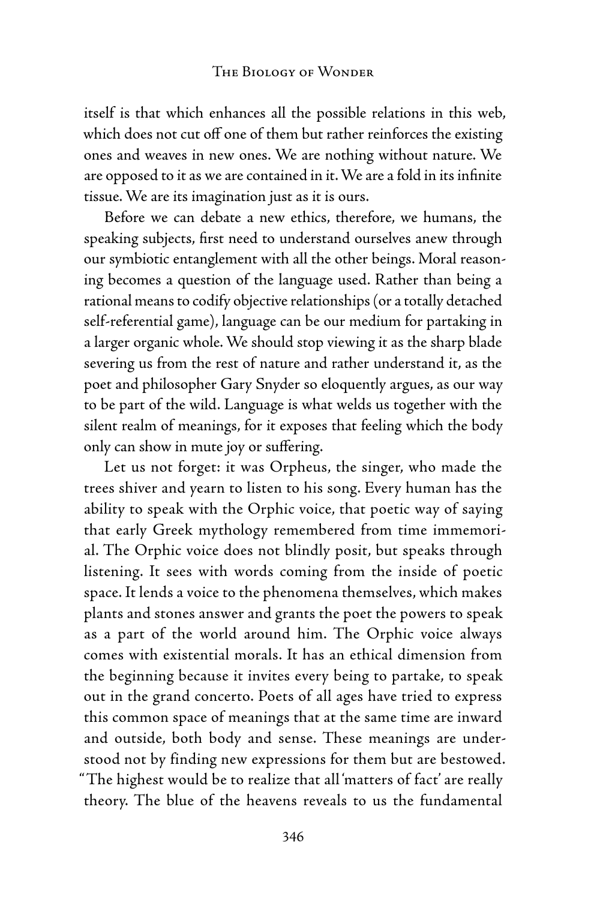itself is that which enhances all the possible relations in this web, which does not cut off one of them but rather reinforces the existing ones and weaves in new ones. We are nothing without nature. We are opposed to it as we are contained in it. We are a fold in its infinite tissue. We are its imagination just as it is ours.

Before we can debate a new ethics, therefore, we humans, the speaking subjects, first need to understand ourselves anew through our symbiotic entanglement with all the other beings. Moral reasoning becomes a question of the language used. Rather than being a rational means to codify objective relationships (or a totally detached self-referential game), language can be our medium for partaking in a larger organic whole. We should stop viewing it as the sharp blade severing us from the rest of nature and rather understand it, as the poet and philosopher Gary Snyder so eloquently argues, as our way to be part of the wild. Language is what welds us together with the silent realm of meanings, for it exposes that feeling which the body only can show in mute joy or suffering.

Let us not forget: it was Orpheus, the singer, who made the trees shiver and yearn to listen to his song. Every human has the ability to speak with the Orphic voice, that poetic way of saying that early Greek mythology remembered from time immemorial. The Orphic voice does not blindly posit, but speaks through listening. It sees with words coming from the inside of poetic space. It lends a voice to the phenomena themselves, which makes plants and stones answer and grants the poet the powers to speak as a part of the world around him. The Orphic voice always comes with existential morals. It has an ethical dimension from the beginning because it invites every being to partake, to speak out in the grand concerto. Poets of all ages have tried to express this common space of meanings that at the same time are inward and outside, both body and sense. These meanings are understood not by finding new expressions for them but are bestowed. "The highest would be to realize that all 'matters of fact' are really theory. The blue of the heavens reveals to us the fundamental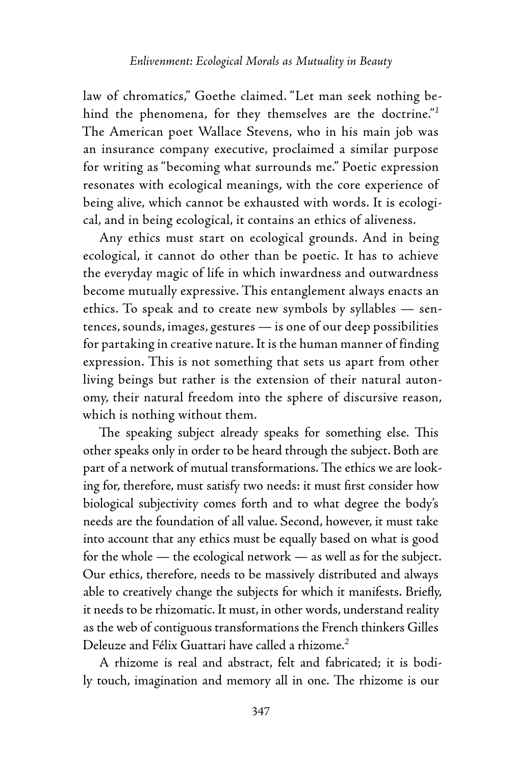law of chromatics," Goethe claimed. "Let man seek nothing behind the phenomena, for they themselves are the doctrine."[1] The American poet Wallace Stevens, who in his main job was an insurance company executive, proclaimed a similar purpose for writing as "becoming what surrounds me." Poetic expression resonates with ecological meanings, with the core experience of being alive, which cannot be exhausted with words. It is ecological, and in being ecological, it contains an ethics of aliveness.

Any ethics must start on ecological grounds. And in being ecological, it cannot do other than be poetic. It has to achieve the everyday magic of life in which inwardness and outwardness become mutually expressive. This entanglement always enacts an ethics. To speak and to create new symbols by syllables — sentences, sounds, images, gestures — is one of our deep possibilities for partaking in creative nature. It is the human manner of finding expression. This is not something that sets us apart from other living beings but rather is the extension of their natural autonomy, their natural freedom into the sphere of discursive reason, which is nothing without them.

The speaking subject already speaks for something else. This other speaks only in order to be heard through the subject. Both are part of a network of mutual transformations. The ethics we are looking for, therefore, must satisfy two needs: it must first consider how biological subjectivity comes forth and to what degree the body's needs are the foundation of all value. Second, however, it must take into account that any ethics must be equally based on what is good for the whole — the ecological network — as well as for the subject. Our ethics, therefore, needs to be massively distributed and always able to creatively change the subjects for which it manifests. Briefly, it needs to be rhizomatic. It must, in other words, understand reality as the web of contiguous transformations the French thinkers Gilles Deleuze and Félix Guattari have called a rhizome.[2]

A rhizome is real and abstract, felt and fabricated; it is bodily touch, imagination and memory all in one. The rhizome is our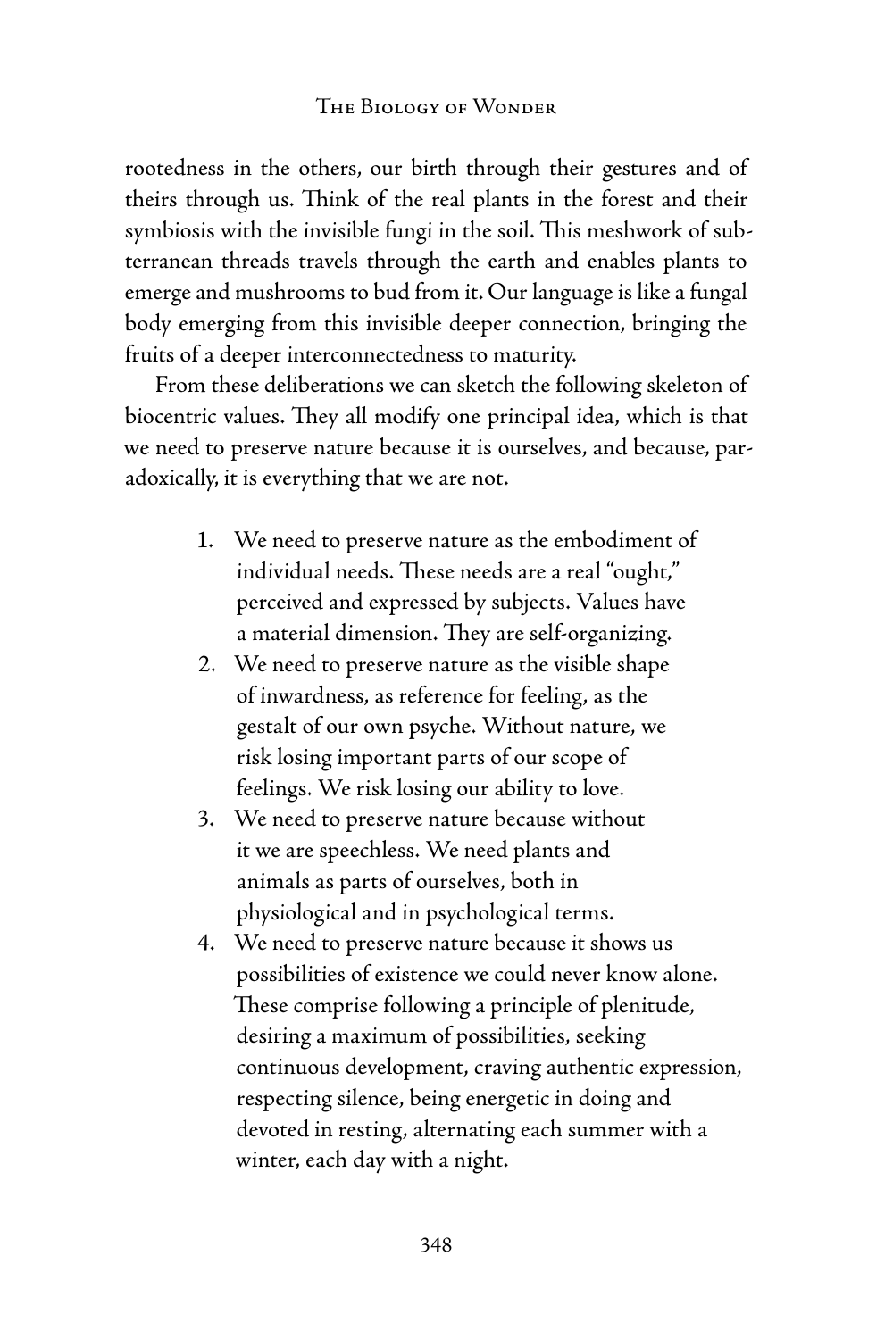rootedness in the others, our birth through their gestures and of theirs through us. Think of the real plants in the forest and their symbiosis with the invisible fungi in the soil. This meshwork of subterranean threads travels through the earth and enables plants to emerge and mushrooms to bud from it. Our language is like a fungal body emerging from this invisible deeper connection, bringing the fruits of a deeper interconnectedness to maturity.

From these deliberations we can sketch the following skeleton of biocentric values. They all modify one principal idea, which is that we need to preserve nature because it is ourselves, and because, paradoxically, it is everything that we are not.

1. We need to preserve nature as the embodiment of individual needs. These needs are a real "ought," perceived and expressed by subjects. Values have a material dimension. They are self-organizing.
2. We need to preserve nature as the visible shape of inwardness, as reference for feeling, as the gestalt of our own psyche. Without nature, we risk losing important parts of our scope of feelings. We risk losing our ability to love.
3. We need to preserve nature because without it we are speechless. We need plants and animals as parts of ourselves, both in physiological and in psychological terms.
4. We need to preserve nature because it shows us possibilities of existence we could never know alone. These comprise following a principle of plenitude, desiring a maximum of possibilities, seeking continuous development, craving authentic expression, respecting silence, being energetic in doing and devoted in resting, alternating each summer with a winter, each day with a night.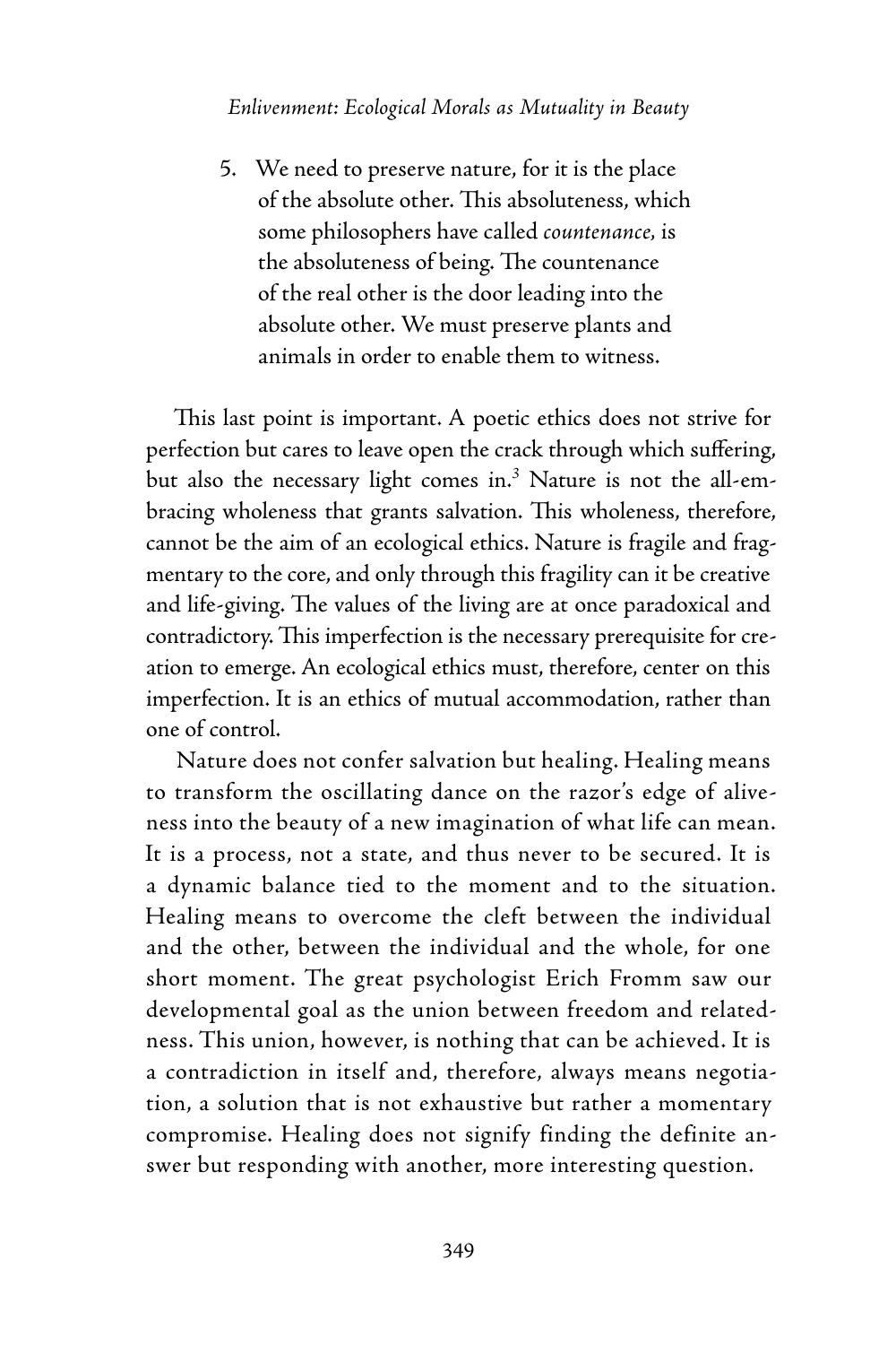5. We need to preserve nature, for it is the place of the absolute other. This absoluteness, which some philosophers have called *countenance*, is the absoluteness of being. The countenance of the real other is the door leading into the absolute other. We must preserve plants and animals in order to enable them to witness.

This last point is important. A poetic ethics does not strive for perfection but cares to leave open the crack through which suffering, but also the necessary light comes in.[3] Nature is not the all-embracing wholeness that grants salvation. This wholeness, therefore, cannot be the aim of an ecological ethics. Nature is fragile and fragmentary to the core, and only through this fragility can it be creative and life-giving. The values of the living are at once paradoxical and contradictory. This imperfection is the necessary prerequisite for creation to emerge. An ecological ethics must, therefore, center on this imperfection. It is an ethics of mutual accommodation, rather than one of control.

Nature does not confer salvation but healing. Healing means to transform the oscillating dance on the razor's edge of aliveness into the beauty of a new imagination of what life can mean. It is a process, not a state, and thus never to be secured. It is a dynamic balance tied to the moment and to the situation. Healing means to overcome the cleft between the individual and the other, between the individual and the whole, for one short moment. The great psychologist Erich Fromm saw our developmental goal as the union between freedom and relatedness. This union, however, is nothing that can be achieved. It is a contradiction in itself and, therefore, always means negotiation, a solution that is not exhaustive but rather a momentary compromise. Healing does not signify finding the definite answer but responding with another, more interesting question.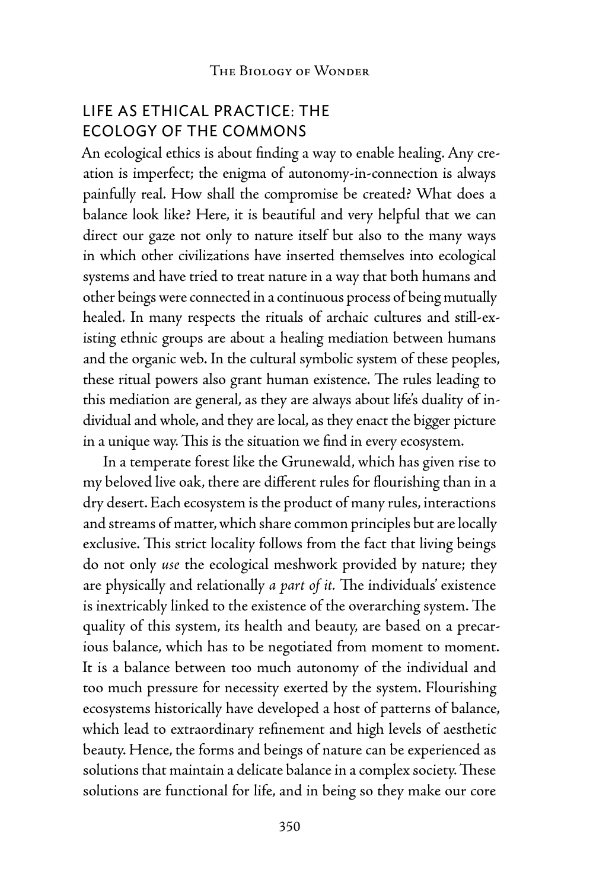## LIFE AS ETHICAL PRACTICE: THE ECOLOGY OF THE COMMONS

An ecological ethics is about finding a way to enable healing. Any creation is imperfect; the enigma of autonomy-in-connection is always painfully real. How shall the compromise be created? What does a balance look like? Here, it is beautiful and very helpful that we can direct our gaze not only to nature itself but also to the many ways in which other civilizations have inserted themselves into ecological systems and have tried to treat nature in a way that both humans and other beings were connected in a continuous process of being mutually healed. In many respects the rituals of archaic cultures and still-existing ethnic groups are about a healing mediation between humans and the organic web. In the cultural symbolic system of these peoples, these ritual powers also grant human existence. The rules leading to this mediation are general, as they are always about life's duality of individual and whole, and they are local, as they enact the bigger picture in a unique way. This is the situation we find in every ecosystem.

In a temperate forest like the Grunewald, which has given rise to my beloved live oak, there are different rules for flourishing than in a dry desert. Each ecosystem is the product of many rules, interactions and streams of matter, which share common principles but are locally exclusive. This strict locality follows from the fact that living beings do not only *use* the ecological meshwork provided by nature; they are physically and relationally *a part of it.* The individuals' existence is inextricably linked to the existence of the overarching system. The quality of this system, its health and beauty, are based on a precarious balance, which has to be negotiated from moment to moment. It is a balance between too much autonomy of the individual and too much pressure for necessity exerted by the system. Flourishing ecosystems historically have developed a host of patterns of balance, which lead to extraordinary refinement and high levels of aesthetic beauty. Hence, the forms and beings of nature can be experienced as solutions that maintain a delicate balance in a complex society. These solutions are functional for life, and in being so they make our core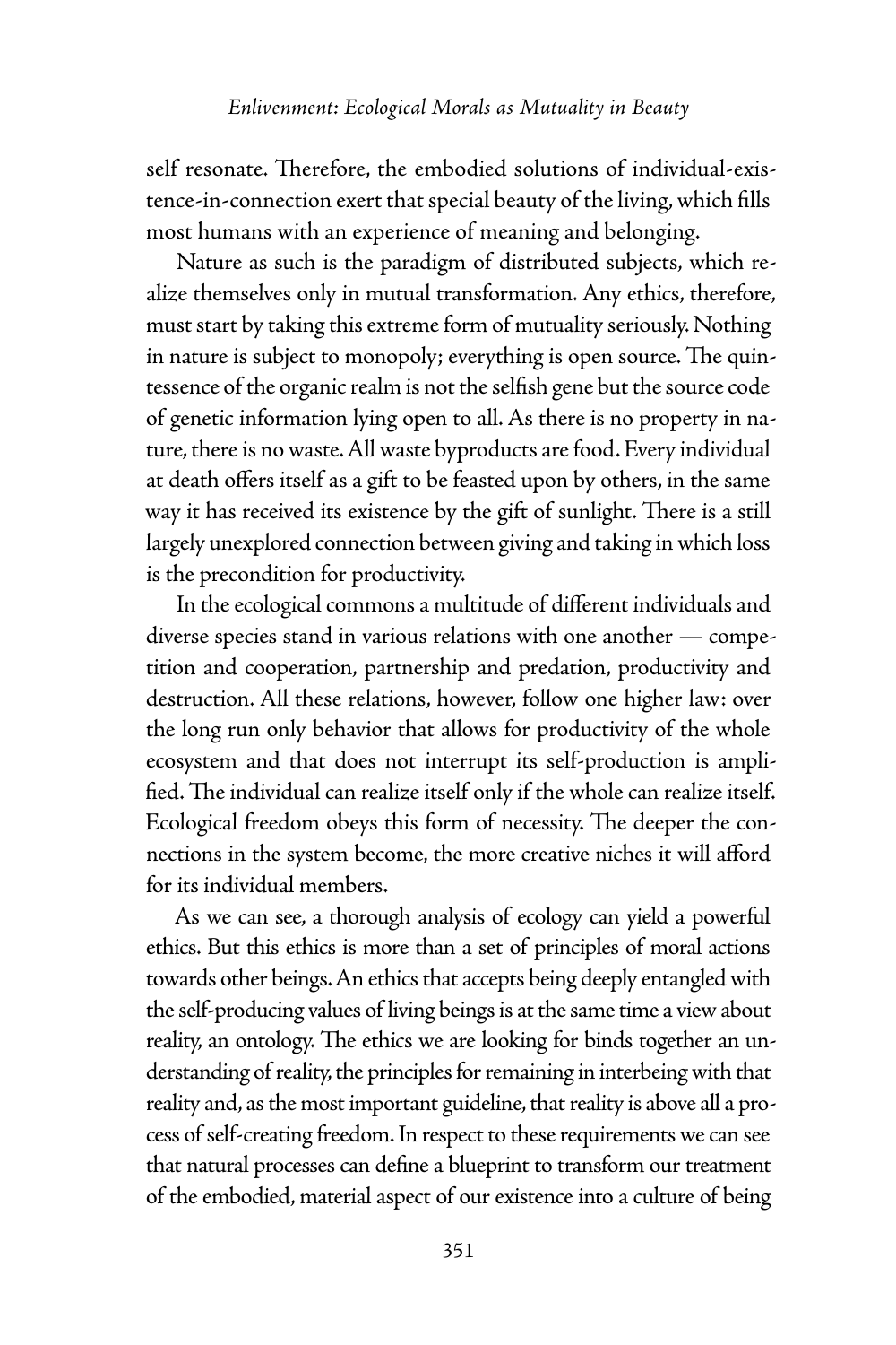self resonate. Therefore, the embodied solutions of individual-existence-in-connection exert that special beauty of the living, which fills most humans with an experience of meaning and belonging.

Nature as such is the paradigm of distributed subjects, which realize themselves only in mutual transformation. Any ethics, therefore, must start by taking this extreme form of mutuality seriously. Nothing in nature is subject to monopoly; everything is open source. The quintessence of the organic realm is not the selfish gene but the source code of genetic information lying open to all. As there is no property in nature, there is no waste. All waste byproducts are food. Every individual at death offers itself as a gift to be feasted upon by others, in the same way it has received its existence by the gift of sunlight. There is a still largely unexplored connection between giving and taking in which loss is the precondition for productivity.

In the ecological commons a multitude of different individuals and diverse species stand in various relations with one another — competition and cooperation, partnership and predation, productivity and destruction. All these relations, however, follow one higher law: over the long run only behavior that allows for productivity of the whole ecosystem and that does not interrupt its self-production is amplified. The individual can realize itself only if the whole can realize itself. Ecological freedom obeys this form of necessity. The deeper the connections in the system become, the more creative niches it will afford for its individual members.

As we can see, a thorough analysis of ecology can yield a powerful ethics. But this ethics is more than a set of principles of moral actions towards other beings. An ethics that accepts being deeply entangled with the self-producing values of living beings is at the same time a view about reality, an ontology. The ethics we are looking for binds together an understanding of reality, the principles for remaining in interbeing with that reality and, as the most important guideline, that reality is above all a process of self-creating freedom. In respect to these requirements we can see that natural processes can define a blueprint to transform our treatment of the embodied, material aspect of our existence into a culture of being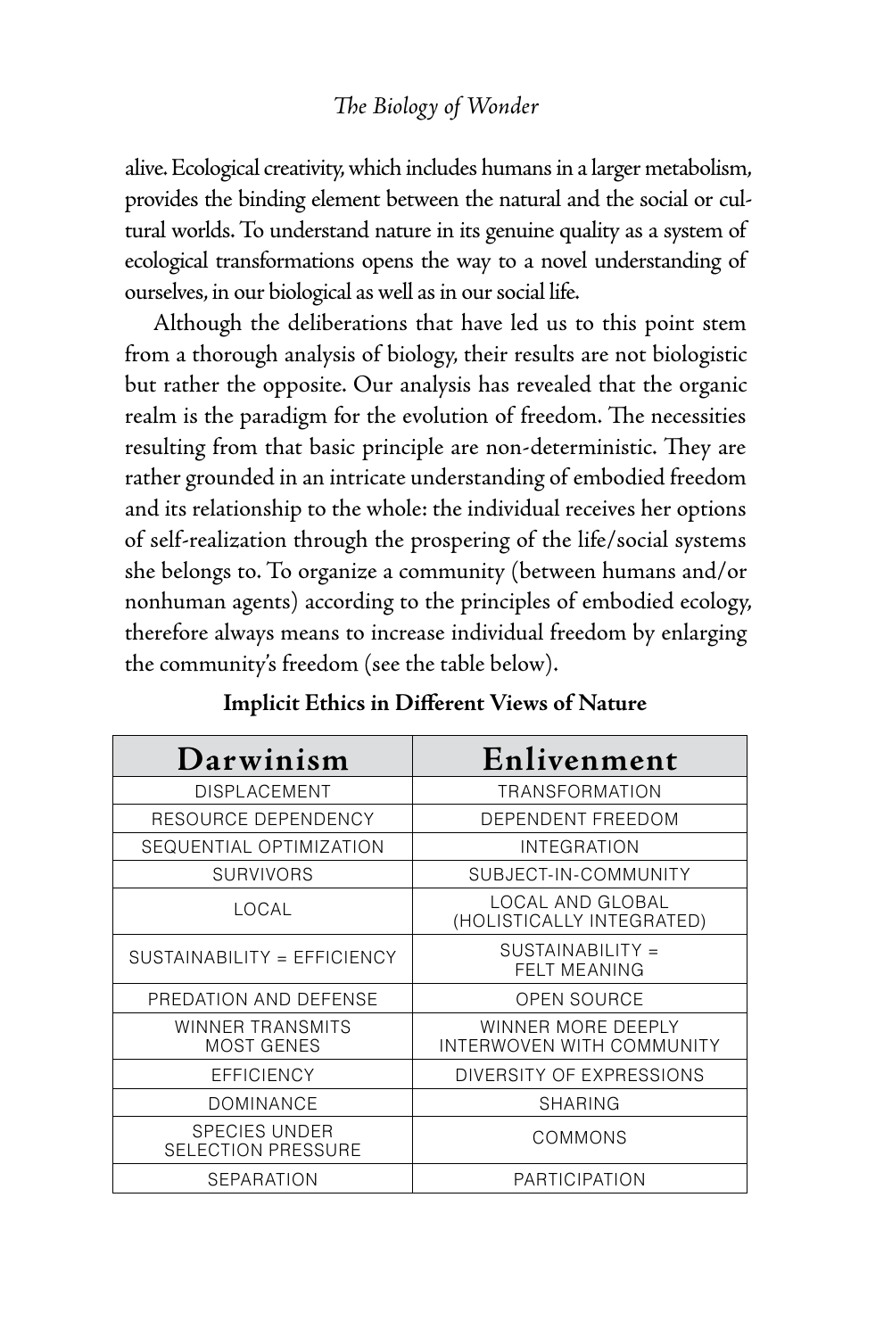alive. Ecological creativity, which includes humans in a larger metabolism, provides the binding element between the natural and the social or cultural worlds. To understand nature in its genuine quality as a system of ecological transformations opens the way to a novel understanding of ourselves, in our biological as well as in our social life.

Although the deliberations that have led us to this point stem from a thorough analysis of biology, their results are not biologistic but rather the opposite. Our analysis has revealed that the organic realm is the paradigm for the evolution of freedom. The necessities resulting from that basic principle are non-deterministic. They are rather grounded in an intricate understanding of embodied freedom and its relationship to the whole: the individual receives her options of self-realization through the prospering of the life/social systems she belongs to. To organize a community (between humans and/or nonhuman agents) according to the principles of embodied ecology, therefore always means to increase individual freedom by enlarging the community's freedom (see the table below).

**Implicit Ethics in Different Views of Nature**

| Darwinism | Enlivenment |
|---|---|
| DISPLACEMENT | TRANSFORMATION |
| RESOURCE DEPENDENCY | DEPENDENT FREEDOM |
| SEQUENTIAL OPTIMIZATION | INTEGRATION |
| SURVIVORS | SUBJECT-IN-COMMUNITY |
| LOCAL | LOCAL AND GLOBAL (HOLISTICALLY INTEGRATED) |
| SUSTAINABILITY = EFFICIENCY | SUSTAINABILITY = FELT MEANING |
| PREDATION AND DEFENSE | OPEN SOURCE |
| WINNER TRANSMITS MOST GENES | WINNER MORE DEEPLY INTERWOVEN WITH COMMUNITY |
| EFFICIENCY | DIVERSITY OF EXPRESSIONS |
| DOMINANCE | SHARING |
| SPECIES UNDER SELECTION PRESSURE | COMMONS |
| SEPARATION | PARTICIPATION |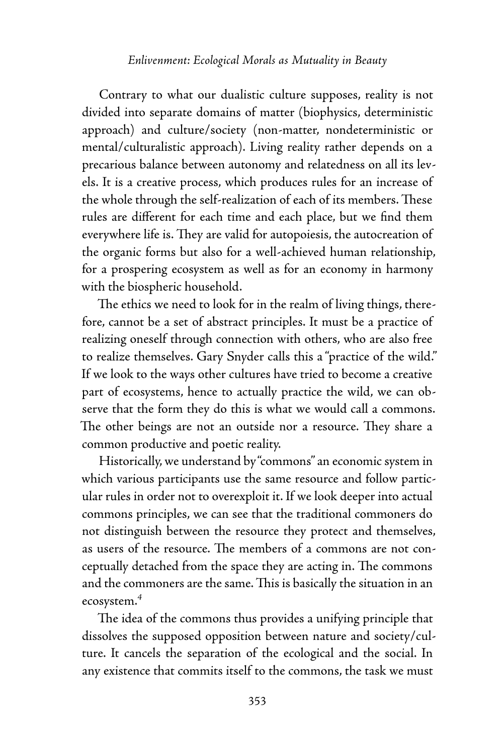Contrary to what our dualistic culture supposes, reality is not divided into separate domains of matter (biophysics, deterministic approach) and culture/society (non-matter, nondeterministic or mental/culturalistic approach). Living reality rather depends on a precarious balance between autonomy and relatedness on all its levels. It is a creative process, which produces rules for an increase of the whole through the self-realization of each of its members. These rules are different for each time and each place, but we find them everywhere life is. They are valid for autopoiesis, the autocreation of the organic forms but also for a well-achieved human relationship, for a prospering ecosystem as well as for an economy in harmony with the biospheric household.

The ethics we need to look for in the realm of living things, therefore, cannot be a set of abstract principles. It must be a practice of realizing oneself through connection with others, who are also free to realize themselves. Gary Snyder calls this a "practice of the wild." If we look to the ways other cultures have tried to become a creative part of ecosystems, hence to actually practice the wild, we can observe that the form they do this is what we would call a commons. The other beings are not an outside nor a resource. They share a common productive and poetic reality.

Historically, we understand by "commons" an economic system in which various participants use the same resource and follow particular rules in order not to overexploit it. If we look deeper into actual commons principles, we can see that the traditional commoners do not distinguish between the resource they protect and themselves, as users of the resource. The members of a commons are not conceptually detached from the space they are acting in. The commons and the commoners are the same. This is basically the situation in an ecosystem.[4]

The idea of the commons thus provides a unifying principle that dissolves the supposed opposition between nature and society/culture. It cancels the separation of the ecological and the social. In any existence that commits itself to the commons, the task we must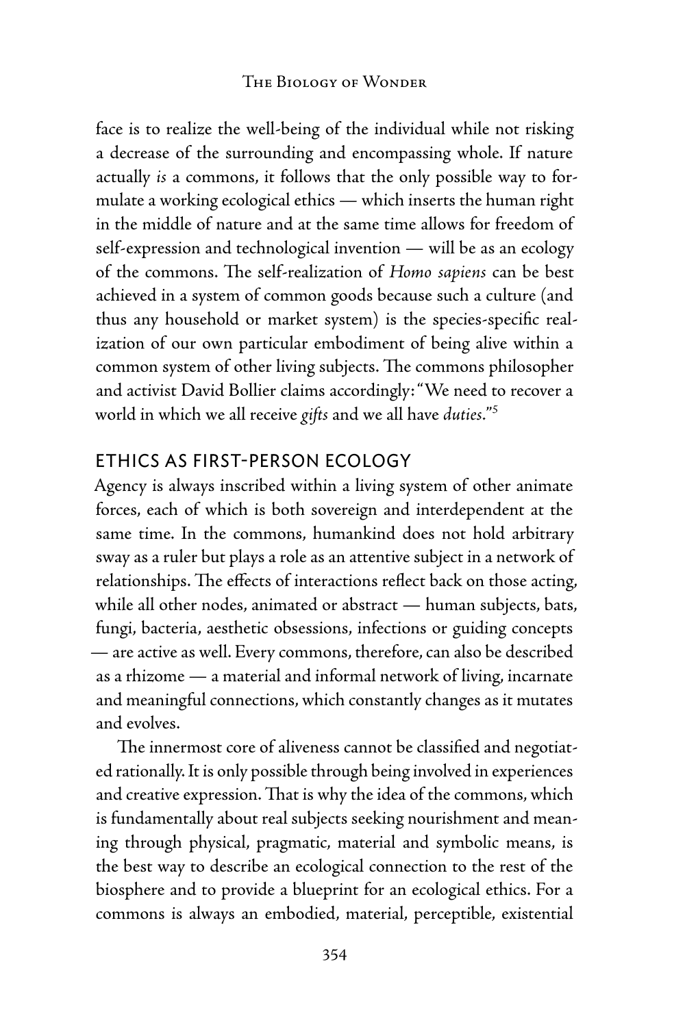face is to realize the well-being of the individual while not risking a decrease of the surrounding and encompassing whole. If nature actually *is* a commons, it follows that the only possible way to formulate a working ecological ethics — which inserts the human right in the middle of nature and at the same time allows for freedom of self-expression and technological invention — will be as an ecology of the commons. The self-realization of *Homo sapiens* can be best achieved in a system of common goods because such a culture (and thus any household or market system) is the species-specific realization of our own particular embodiment of being alive within a common system of other living subjects. The commons philosopher and activist David Bollier claims accordingly: "We need to recover a world in which we all receive *gifts* and we all have *duties*."[5]

## ETHICS AS FIRST-PERSON ECOLOGY

Agency is always inscribed within a living system of other animate forces, each of which is both sovereign and interdependent at the same time. In the commons, humankind does not hold arbitrary sway as a ruler but plays a role as an attentive subject in a network of relationships. The effects of interactions reflect back on those acting, while all other nodes, animated or abstract — human subjects, bats, fungi, bacteria, aesthetic obsessions, infections or guiding concepts — are active as well. Every commons, therefore, can also be described as a rhizome — a material and informal network of living, incarnate and meaningful connections, which constantly changes as it mutates and evolves.

The innermost core of aliveness cannot be classified and negotiated rationally. It is only possible through being involved in experiences and creative expression. That is why the idea of the commons, which is fundamentally about real subjects seeking nourishment and meaning through physical, pragmatic, material and symbolic means, is the best way to describe an ecological connection to the rest of the biosphere and to provide a blueprint for an ecological ethics. For a commons is always an embodied, material, perceptible, existential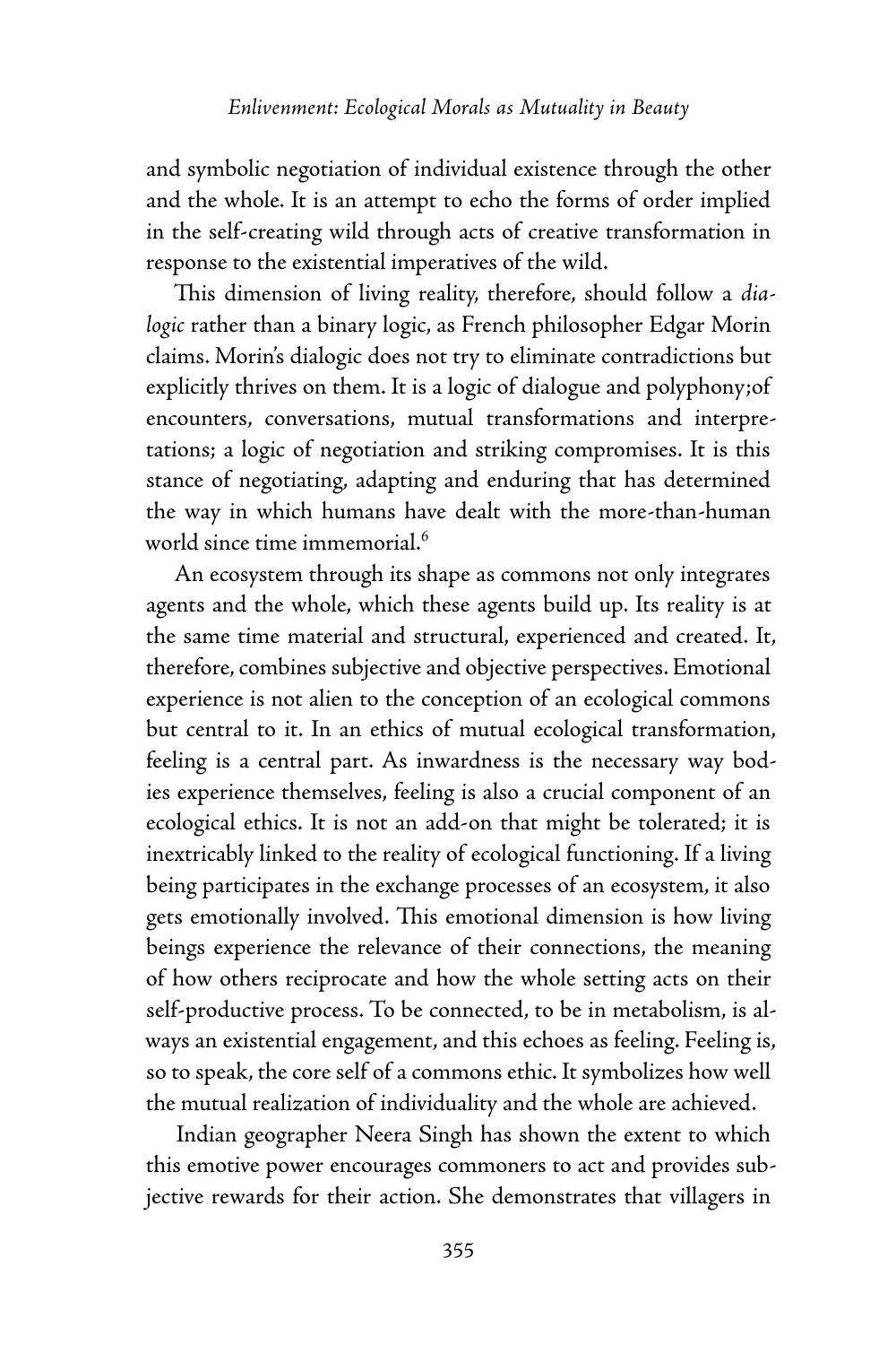and symbolic negotiation of individual existence through the other and the whole. It is an attempt to echo the forms of order implied in the self-creating wild through acts of creative transformation in response to the existential imperatives of the wild.

This dimension of living reality, therefore, should follow a *dialogic* rather than a binary logic, as French philosopher Edgar Morin claims. Morin's dialogic does not try to eliminate contradictions but explicitly thrives on them. It is a logic of dialogue and polyphony;of encounters, conversations, mutual transformations and interpretations; a logic of negotiation and striking compromises. It is this stance of negotiating, adapting and enduring that has determined the way in which humans have dealt with the more-than-human world since time immemorial.[6]

An ecosystem through its shape as commons not only integrates agents and the whole, which these agents build up. Its reality is at the same time material and structural, experienced and created. It, therefore, combines subjective and objective perspectives. Emotional experience is not alien to the conception of an ecological commons but central to it. In an ethics of mutual ecological transformation, feeling is a central part. As inwardness is the necessary way bodies experience themselves, feeling is also a crucial component of an ecological ethics. It is not an add-on that might be tolerated; it is inextricably linked to the reality of ecological functioning. If a living being participates in the exchange processes of an ecosystem, it also gets emotionally involved. This emotional dimension is how living beings experience the relevance of their connections, the meaning of how others reciprocate and how the whole setting acts on their self-productive process. To be connected, to be in metabolism, is always an existential engagement, and this echoes as feeling. Feeling is, so to speak, the core self of a commons ethic. It symbolizes how well the mutual realization of individuality and the whole are achieved.

Indian geographer Neera Singh has shown the extent to which this emotive power encourages commoners to act and provides subjective rewards for their action. She demonstrates that villagers in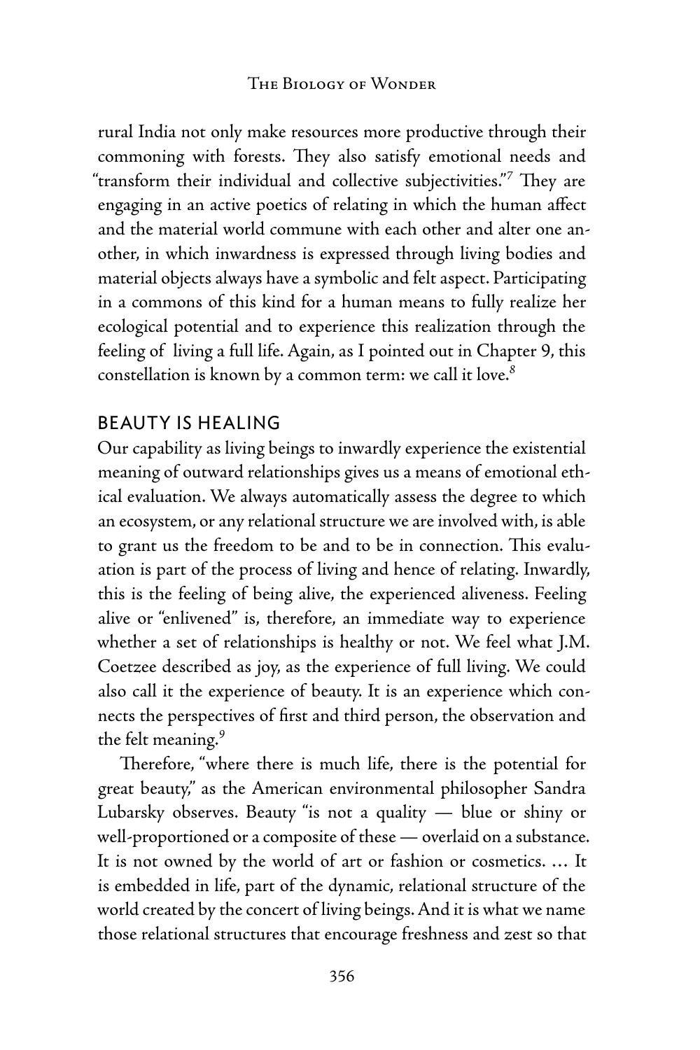rural India not only make resources more productive through their commoning with forests. They also satisfy emotional needs and "transform their individual and collective subjectivities."[7] They are engaging in an active poetics of relating in which the human affect and the material world commune with each other and alter one another, in which inwardness is expressed through living bodies and material objects always have a symbolic and felt aspect. Participating in a commons of this kind for a human means to fully realize her ecological potential and to experience this realization through the feeling of living a full life. Again, as I pointed out in Chapter 9, this constellation is known by a common term: we call it love.[8]

## BEAUTY IS HEALING

Our capability as living beings to inwardly experience the existential meaning of outward relationships gives us a means of emotional ethical evaluation. We always automatically assess the degree to which an ecosystem, or any relational structure we are involved with, is able to grant us the freedom to be and to be in connection. This evaluation is part of the process of living and hence of relating. Inwardly, this is the feeling of being alive, the experienced aliveness. Feeling alive or "enlivened" is, therefore, an immediate way to experience whether a set of relationships is healthy or not. We feel what J.M. Coetzee described as joy, as the experience of full living. We could also call it the experience of beauty. It is an experience which connects the perspectives of first and third person, the observation and the felt meaning.[9]

Therefore, "where there is much life, there is the potential for great beauty," as the American environmental philosopher Sandra Lubarsky observes. Beauty "is not a quality — blue or shiny or well-proportioned or a composite of these — overlaid on a substance. It is not owned by the world of art or fashion or cosmetics. … It is embedded in life, part of the dynamic, relational structure of the world created by the concert of living beings. And it is what we name those relational structures that encourage freshness and zest so that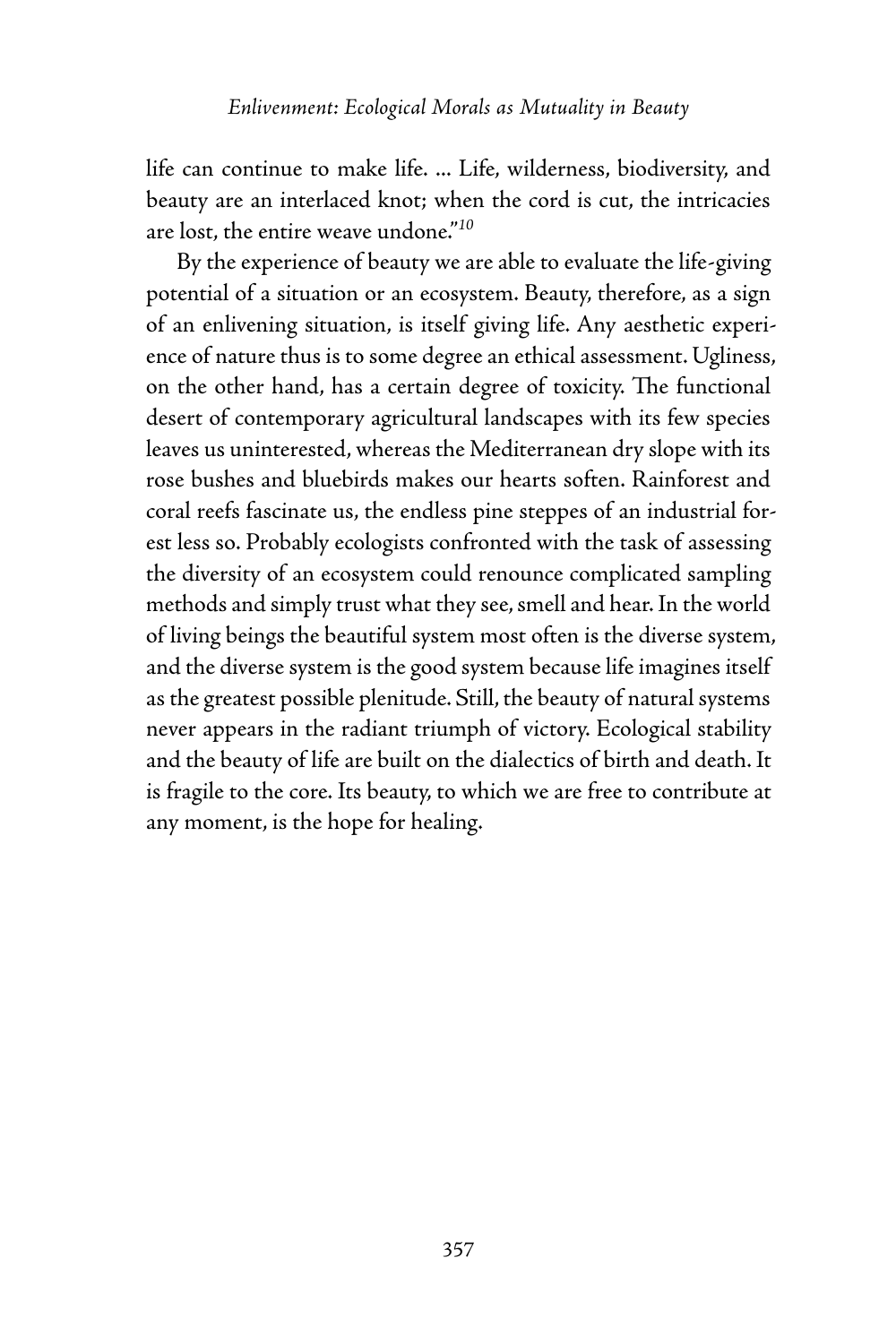life can continue to make life. … Life, wilderness, biodiversity, and beauty are an interlaced knot; when the cord is cut, the intricacies are lost, the entire weave undone."[10]

By the experience of beauty we are able to evaluate the life-giving potential of a situation or an ecosystem. Beauty, therefore, as a sign of an enlivening situation, is itself giving life. Any aesthetic experience of nature thus is to some degree an ethical assessment. Ugliness, on the other hand, has a certain degree of toxicity. The functional desert of contemporary agricultural landscapes with its few species leaves us uninterested, whereas the Mediterranean dry slope with its rose bushes and bluebirds makes our hearts soften. Rainforest and coral reefs fascinate us, the endless pine steppes of an industrial forest less so. Probably ecologists confronted with the task of assessing the diversity of an ecosystem could renounce complicated sampling methods and simply trust what they see, smell and hear. In the world of living beings the beautiful system most often is the diverse system, and the diverse system is the good system because life imagines itself as the greatest possible plenitude. Still, the beauty of natural systems never appears in the radiant triumph of victory. Ecological stability and the beauty of life are built on the dialectics of birth and death. It is fragile to the core. Its beauty, to which we are free to contribute at any moment, is the hope for healing.